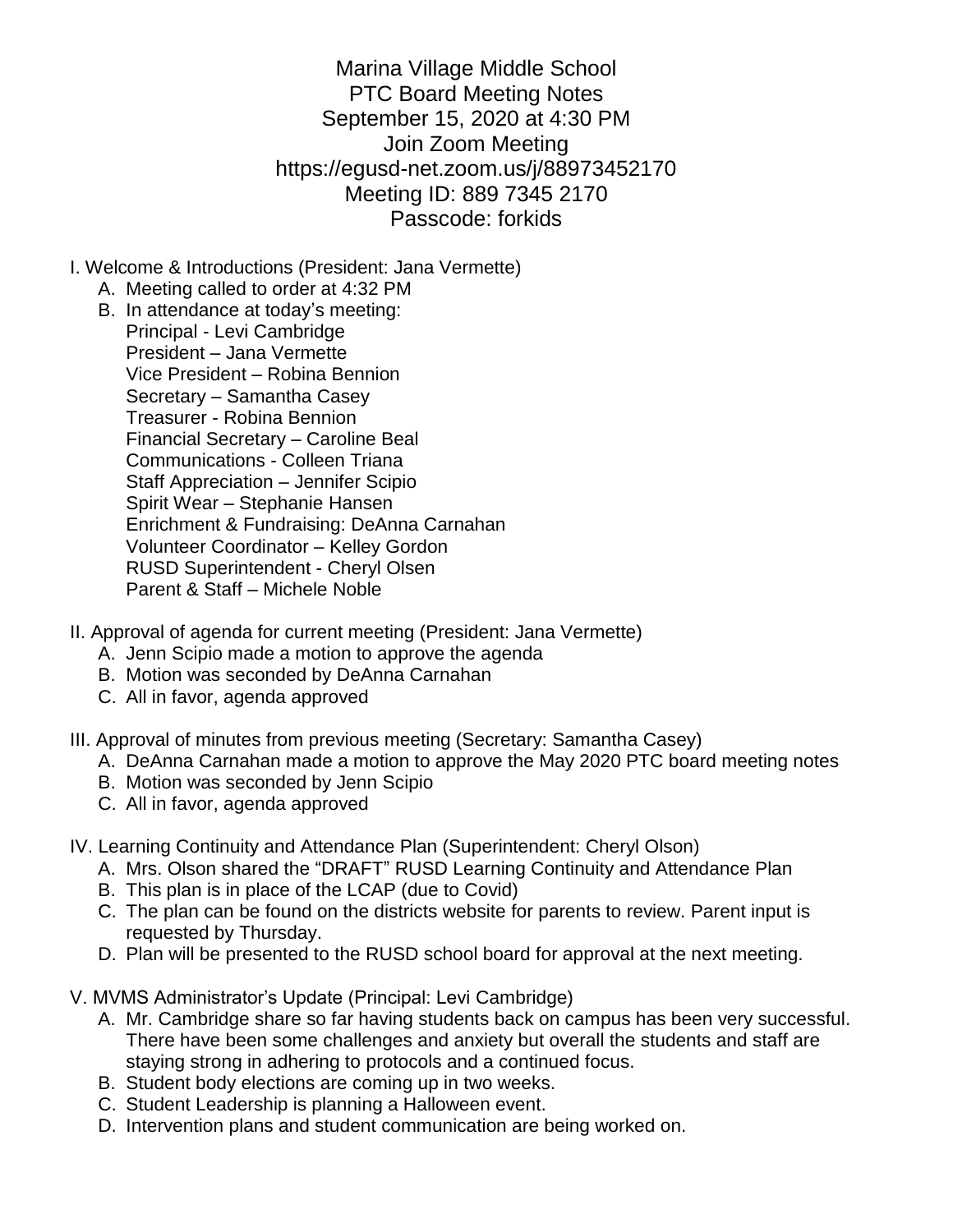# Marina Village Middle School
## PTC Board Meeting Notes
September 15, 2020 at 4:30 PM
Join Zoom Meeting
https://egusd-net.zoom.us/j/88973452170
Meeting ID: 889 7345 2170
Passcode: forkids

I. Welcome & Introductions (President: Jana Vermette)

A. Meeting called to order at 4:32 PM

B. In attendance at today's meeting:
Principal - Levi Cambridge
President – Jana Vermette
Vice President – Robina Bennion
Secretary – Samantha Casey
Treasurer - Robina Bennion
Financial Secretary – Caroline Beal
Communications - Colleen Triana
Staff Appreciation – Jennifer Scipio
Spirit Wear – Stephanie Hansen
Enrichment & Fundraising: DeAnna Carnahan
Volunteer Coordinator – Kelley Gordon
RUSD Superintendent - Cheryl Olsen
Parent & Staff – Michele Noble

II. Approval of agenda for current meeting (President: Jana Vermette)

A. Jenn Scipio made a motion to approve the agenda
B. Motion was seconded by DeAnna Carnahan
C. All in favor, agenda approved

III. Approval of minutes from previous meeting (Secretary: Samantha Casey)

A. DeAnna Carnahan made a motion to approve the May 2020 PTC board meeting notes
B. Motion was seconded by Jenn Scipio
C. All in favor, agenda approved

IV. Learning Continuity and Attendance Plan (Superintendent: Cheryl Olson)

A. Mrs. Olson shared the "DRAFT" RUSD Learning Continuity and Attendance Plan
B. This plan is in place of the LCAP (due to Covid)
C. The plan can be found on the districts website for parents to review. Parent input is requested by Thursday.
D. Plan will be presented to the RUSD school board for approval at the next meeting.

V. MVMS Administrator's Update (Principal: Levi Cambridge)

A. Mr. Cambridge share so far having students back on campus has been very successful. There have been some challenges and anxiety but overall the students and staff are staying strong in adhering to protocols and a continued focus.
B. Student body elections are coming up in two weeks.
C. Student Leadership is planning a Halloween event.
D. Intervention plans and student communication are being worked on.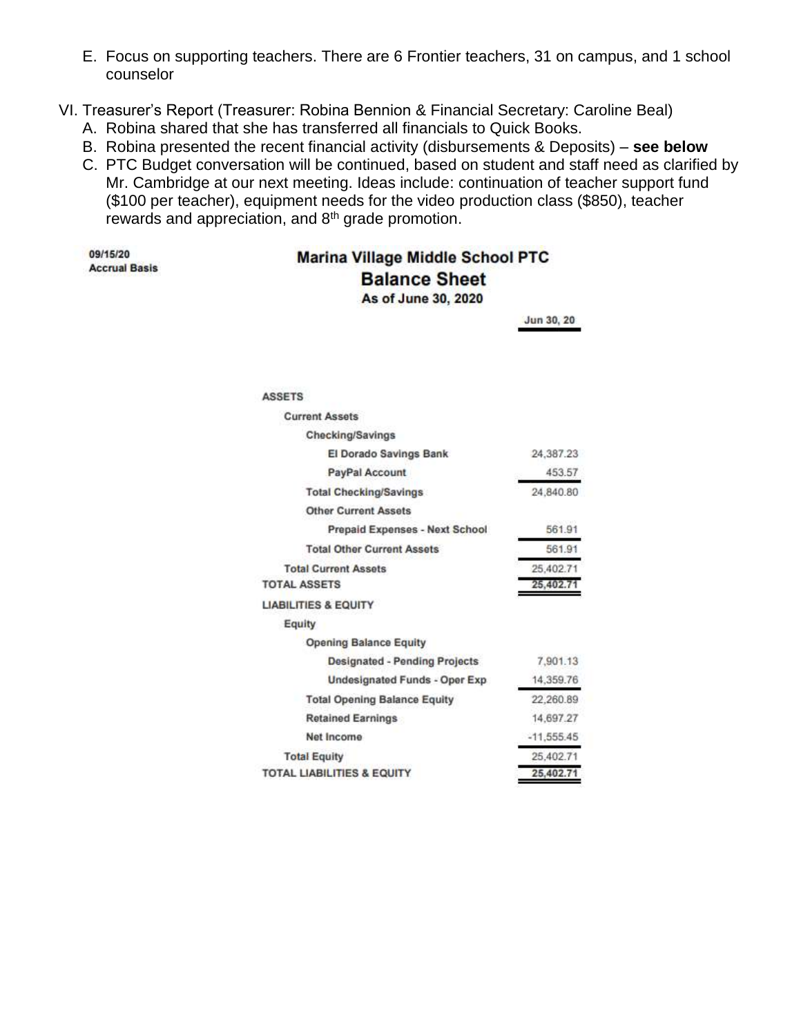E. Focus on supporting teachers. There are 6 Frontier teachers, 31 on campus, and 1 school counselor

VI. Treasurer's Report (Treasurer: Robina Bennion & Financial Secretary: Caroline Beal)

A. Robina shared that she has transferred all financials to Quick Books.

B. Robina presented the recent financial activity (disbursements & Deposits) – **see below**

C. PTC Budget conversation will be continued, based on student and staff need as clarified by Mr. Cambridge at our next meeting. Ideas include: continuation of teacher support fund ($100 per teacher), equipment needs for the video production class ($850), teacher rewards and appreciation, and 8th grade promotion.

09/15/20
Accrual Basis

## Marina Village Middle School PTC
## Balance Sheet
### As of June 30, 2020

| | Jun 30, 20 |
|---|---|
| **ASSETS** | |
| **Current Assets** | |
| **Checking/Savings** | |
| El Dorado Savings Bank | 24,387.23 |
| PayPal Account | 453.57 |
| **Total Checking/Savings** | 24,840.80 |
| **Other Current Assets** | |
| Prepaid Expenses - Next School | 561.91 |
| **Total Other Current Assets** | 561.91 |
| **Total Current Assets** | 25,402.71 |
| **TOTAL ASSETS** | 25,402.71 |
| **LIABILITIES & EQUITY** | |
| **Equity** | |
| **Opening Balance Equity** | |
| Designated - Pending Projects | 7,901.13 |
| Undesignated Funds - Oper Exp | 14,359.76 |
| **Total Opening Balance Equity** | 22,260.89 |
| Retained Earnings | 14,697.27 |
| Net Income | -11,555.45 |
| **Total Equity** | 25,402.71 |
| **TOTAL LIABILITIES & EQUITY** | 25,402.71 |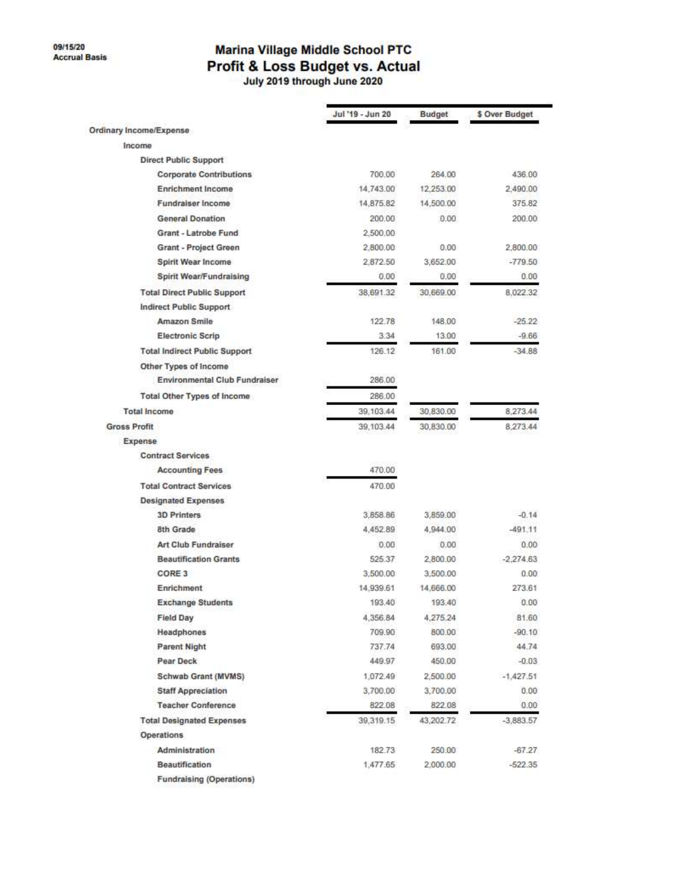09/15/20
Accrual Basis

# Marina Village Middle School PTC
## Profit & Loss Budget vs. Actual
### July 2019 through June 2020

| | Jul '19 - Jun 20 | Budget | $ Over Budget |
|---|---|---|---|
| **Ordinary Income/Expense** | | | |
| **Income** | | | |
| **Direct Public Support** | | | |
| Corporate Contributions | 700.00 | 264.00 | 436.00 |
| Enrichment Income | 14,743.00 | 12,253.00 | 2,490.00 |
| Fundraiser Income | 14,875.82 | 14,500.00 | 375.82 |
| General Donation | 200.00 | 0.00 | 200.00 |
| Grant - Latrobe Fund | 2,500.00 | | |
| Grant - Project Green | 2,800.00 | 0.00 | 2,800.00 |
| Spirit Wear Income | 2,872.50 | 3,652.00 | -779.50 |
| Spirit Wear/Fundraising | 0.00 | 0.00 | 0.00 |
| **Total Direct Public Support** | 38,691.32 | 30,669.00 | 8,022.32 |
| **Indirect Public Support** | | | |
| Amazon Smile | 122.78 | 148.00 | -25.22 |
| Electronic Scrip | 3.34 | 13.00 | -9.66 |
| **Total Indirect Public Support** | 126.12 | 161.00 | -34.88 |
| **Other Types of Income** | | | |
| Environmental Club Fundraiser | 286.00 | | |
| **Total Other Types of Income** | 286.00 | | |
| **Total Income** | 39,103.44 | 30,830.00 | 8,273.44 |
| **Gross Profit** | 39,103.44 | 30,830.00 | 8,273.44 |
| **Expense** | | | |
| **Contract Services** | | | |
| Accounting Fees | 470.00 | | |
| **Total Contract Services** | 470.00 | | |
| **Designated Expenses** | | | |
| 3D Printers | 3,858.86 | 3,859.00 | -0.14 |
| 8th Grade | 4,452.89 | 4,944.00 | -491.11 |
| Art Club Fundraiser | 0.00 | 0.00 | 0.00 |
| Beautification Grants | 525.37 | 2,800.00 | -2,274.63 |
| CORE 3 | 3,500.00 | 3,500.00 | 0.00 |
| Enrichment | 14,939.61 | 14,666.00 | 273.61 |
| Exchange Students | 193.40 | 193.40 | 0.00 |
| Field Day | 4,356.84 | 4,275.24 | 81.60 |
| Headphones | 709.90 | 800.00 | -90.10 |
| Parent Night | 737.74 | 693.00 | 44.74 |
| Pear Deck | 449.97 | 450.00 | -0.03 |
| Schwab Grant (MVMS) | 1,072.49 | 2,500.00 | -1,427.51 |
| Staff Appreciation | 3,700.00 | 3,700.00 | 0.00 |
| Teacher Conference | 822.08 | 822.08 | 0.00 |
| **Total Designated Expenses** | 39,319.15 | 43,202.72 | -3,883.57 |
| **Operations** | | | |
| Administration | 182.73 | 250.00 | -67.27 |
| Beautification | 1,477.65 | 2,000.00 | -522.35 |
| Fundraising (Operations) | | | |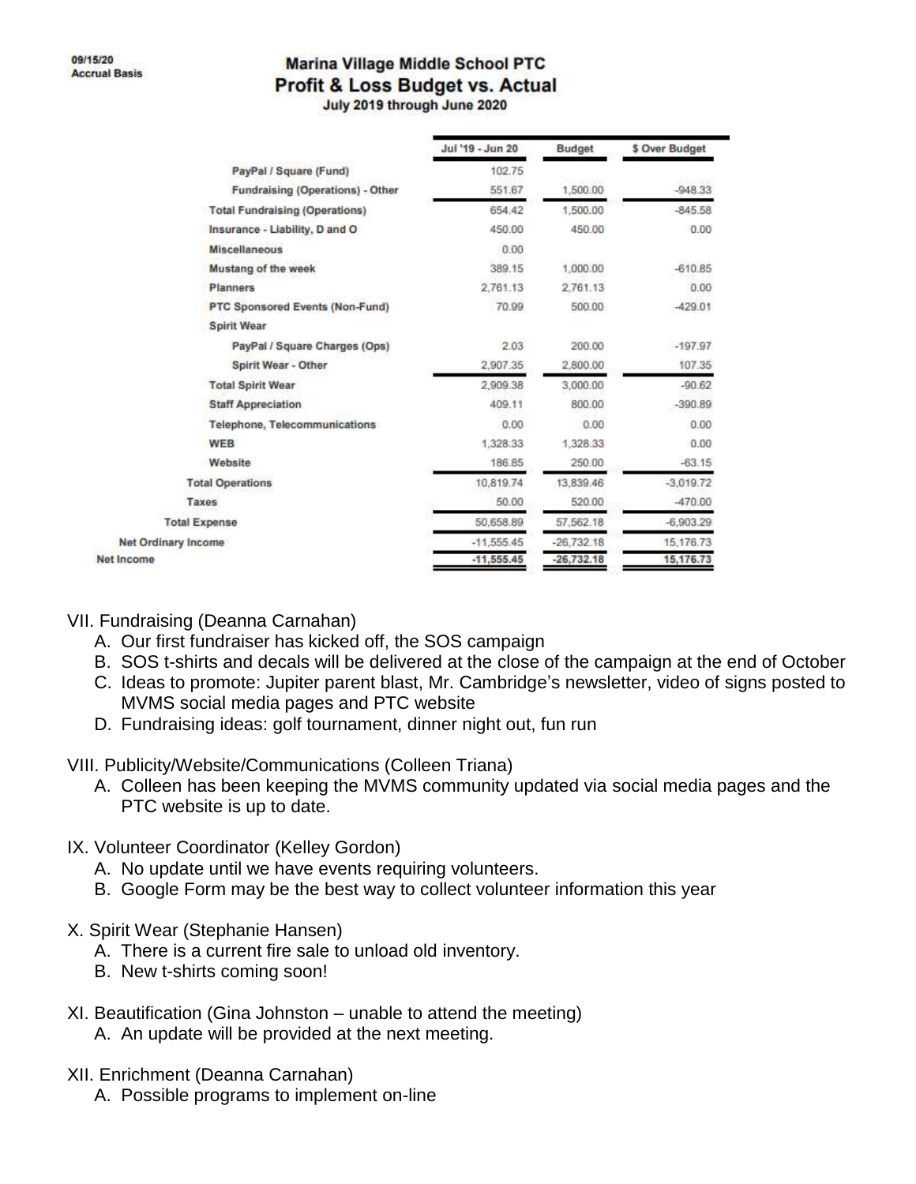09/15/20
Accrual Basis

# Marina Village Middle School PTC
## Profit & Loss Budget vs. Actual
July 2019 through June 2020

| | Jul '19 - Jun 20 | Budget | $ Over Budget |
|---|---|---|---|
| PayPal / Square (Fund) | 102.75 | | |
| Fundraising (Operations) - Other | 551.67 | 1,500.00 | -948.33 |
| Total Fundraising (Operations) | 654.42 | 1,500.00 | -845.58 |
| Insurance - Liability, D and O | 450.00 | 450.00 | 0.00 |
| Miscellaneous | 0.00 | | |
| Mustang of the week | 389.15 | 1,000.00 | -610.85 |
| Planners | 2,761.13 | 2,761.13 | 0.00 |
| PTC Sponsored Events (Non-Fund) | 70.99 | 500.00 | -429.01 |
| Spirit Wear | | | |
| PayPal / Square Charges (Ops) | 2.03 | 200.00 | -197.97 |
| Spirit Wear - Other | 2,907.35 | 2,800.00 | 107.35 |
| Total Spirit Wear | 2,909.38 | 3,000.00 | -90.62 |
| Staff Appreciation | 409.11 | 800.00 | -390.89 |
| Telephone, Telecommunications | 0.00 | 0.00 | 0.00 |
| WEB | 1,328.33 | 1,328.33 | 0.00 |
| Website | 186.85 | 250.00 | -63.15 |
| Total Operations | 10,819.74 | 13,839.46 | -3,019.72 |
| Taxes | 50.00 | 520.00 | -470.00 |
| Total Expense | 50,658.89 | 57,562.18 | -6,903.29 |
| Net Ordinary Income | -11,555.45 | -26,732.18 | 15,176.73 |
| Net Income | -11,555.45 | -26,732.18 | 15,176.73 |

VII. Fundraising (Deanna Carnahan)

A. Our first fundraiser has kicked off, the SOS campaign
B. SOS t-shirts and decals will be delivered at the close of the campaign at the end of October
C. Ideas to promote: Jupiter parent blast, Mr. Cambridge's newsletter, video of signs posted to MVMS social media pages and PTC website
D. Fundraising ideas: golf tournament, dinner night out, fun run

VIII. Publicity/Website/Communications (Colleen Triana)

A. Colleen has been keeping the MVMS community updated via social media pages and the PTC website is up to date.

IX. Volunteer Coordinator (Kelley Gordon)

A. No update until we have events requiring volunteers.
B. Google Form may be the best way to collect volunteer information this year

X. Spirit Wear (Stephanie Hansen)

A. There is a current fire sale to unload old inventory.
B. New t-shirts coming soon!

XI. Beautification (Gina Johnston – unable to attend the meeting)

A. An update will be provided at the next meeting.

XII. Enrichment (Deanna Carnahan)

A. Possible programs to implement on-line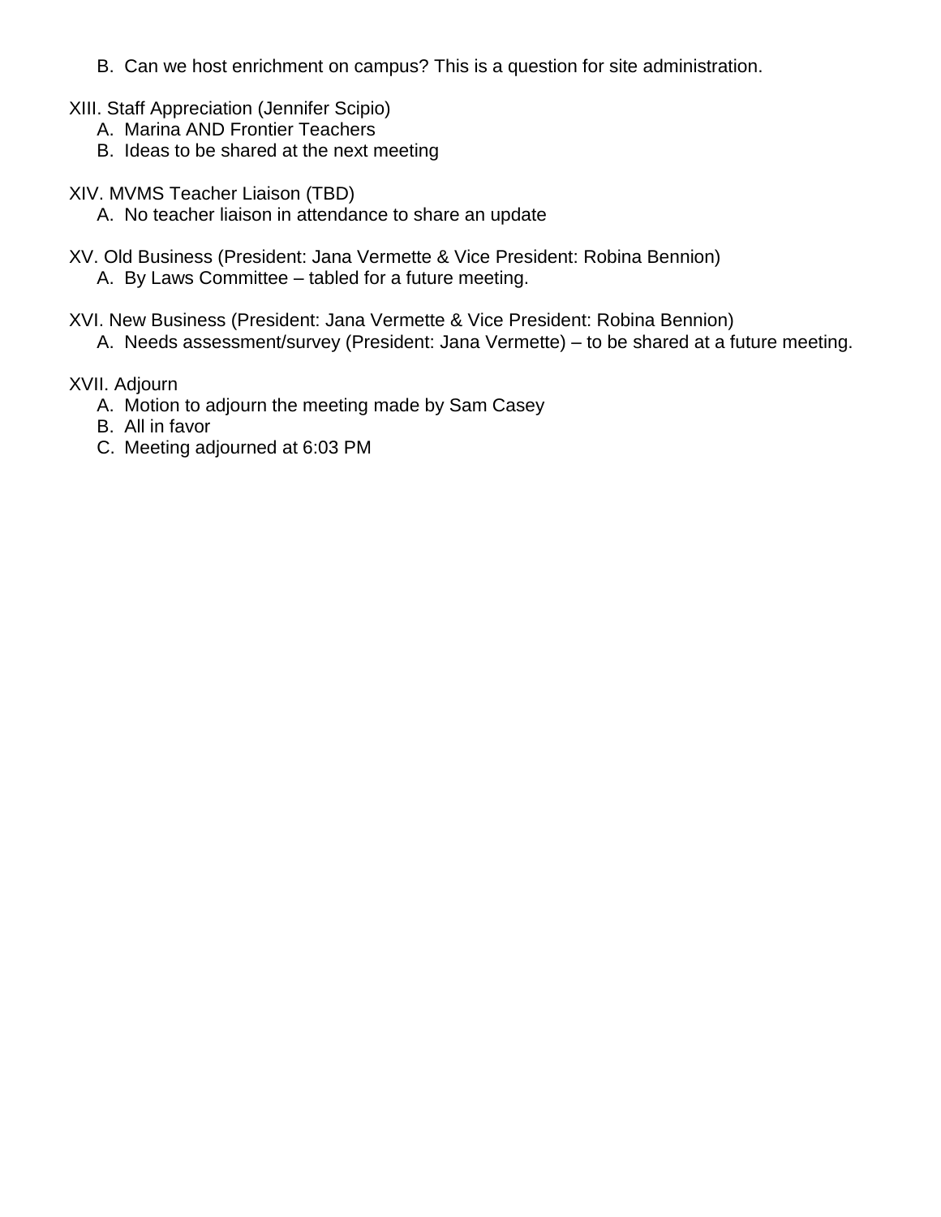B. Can we host enrichment on campus? This is a question for site administration.

XIII. Staff Appreciation (Jennifer Scipio)

A. Marina AND Frontier Teachers
B. Ideas to be shared at the next meeting

XIV. MVMS Teacher Liaison (TBD)

A. No teacher liaison in attendance to share an update

XV. Old Business (President: Jana Vermette & Vice President: Robina Bennion)

A. By Laws Committee – tabled for a future meeting.

XVI. New Business (President: Jana Vermette & Vice President: Robina Bennion)

A. Needs assessment/survey (President: Jana Vermette) – to be shared at a future meeting.

XVII. Adjourn

A. Motion to adjourn the meeting made by Sam Casey
B. All in favor
C. Meeting adjourned at 6:03 PM